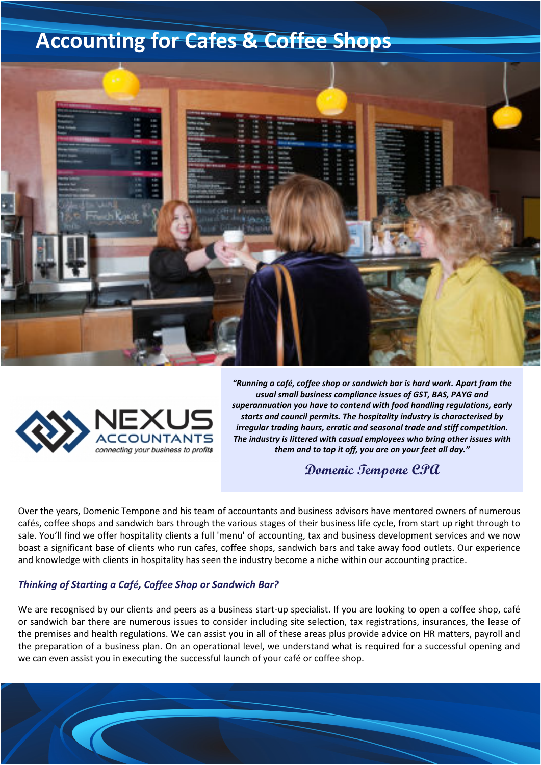# Accounting for Cafes & Coffee Shops

NEXUS ACCOUNTANTS
connecting your business to profit$

*"Running a café, coffee shop or sandwich bar is hard work. Apart from the usual small business compliance issues of GST, BAS, PAYG and superannuation you have to contend with food handling regulations, early starts and council permits. The hospitality industry is characterised by irregular trading hours, erratic and seasonal trade and stiff competition. The industry is littered with casual employees who bring other issues with them and to top it off, you are on your feet all day."*

Domenic Tempone CPA

Over the years, Domenic Tempone and his team of accountants and business advisors have mentored owners of numerous cafés, coffee shops and sandwich bars through the various stages of their business life cycle, from start up right through to sale. You'll find we offer hospitality clients a full 'menu' of accounting, tax and business development services and we now boast a significant base of clients who run cafes, coffee shops, sandwich bars and take away food outlets. Our experience and knowledge with clients in hospitality has seen the industry become a niche within our accounting practice.

### *Thinking of Starting a Café, Coffee Shop or Sandwich Bar?*

We are recognised by our clients and peers as a business start-up specialist. If you are looking to open a coffee shop, café or sandwich bar there are numerous issues to consider including site selection, tax registrations, insurances, the lease of the premises and health regulations. We can assist you in all of these areas plus provide advice on HR matters, payroll and the preparation of a business plan. On an operational level, we understand what is required for a successful opening and we can even assist you in executing the successful launch of your café or coffee shop.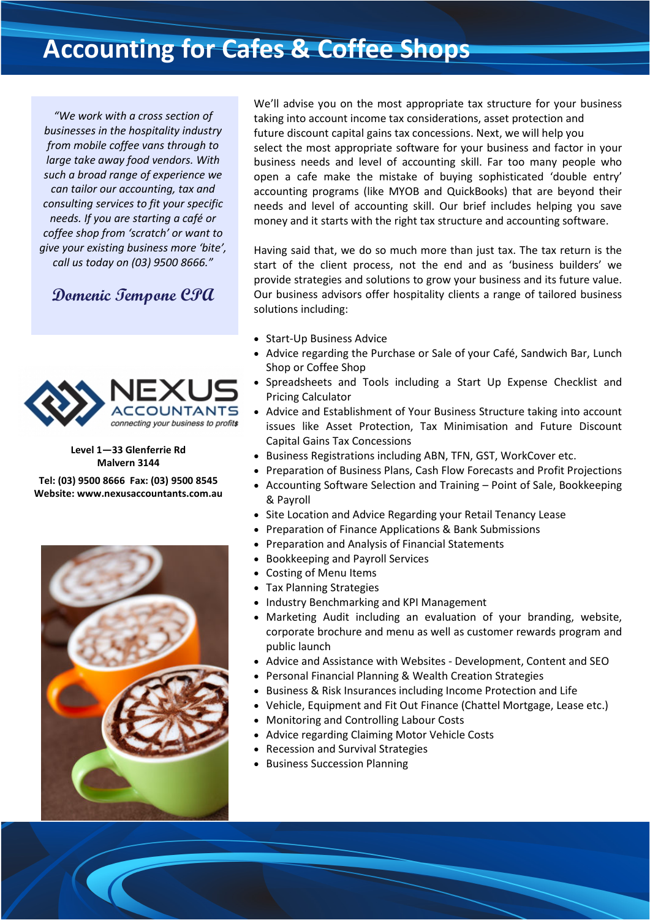# Accounting for Cafes & Coffee Shops

*"We work with a cross section of businesses in the hospitality industry from mobile coffee vans through to large take away food vendors. With such a broad range of experience we can tailor our accounting, tax and consulting services to fit your specific needs. If you are starting a café or coffee shop from 'scratch' or want to give your existing business more 'bite', call us today on (03) 9500 8666."*

*Domenic Tempone CPA*

NEXUS ACCOUNTANTS
*connecting your business to profits*

**Level 1—33 Glenferrie Rd**
**Malvern 3144**

**Tel: (03) 9500 8666 Fax: (03) 9500 8545**
**Website: www.nexusaccountants.com.au**

We'll advise you on the most appropriate tax structure for your business taking into account income tax considerations, asset protection and future discount capital gains tax concessions. Next, we will help you select the most appropriate software for your business and factor in your business needs and level of accounting skill. Far too many people who open a cafe make the mistake of buying sophisticated 'double entry' accounting programs (like MYOB and QuickBooks) that are beyond their needs and level of accounting skill. Our brief includes helping you save money and it starts with the right tax structure and accounting software.

Having said that, we do so much more than just tax. The tax return is the start of the client process, not the end and as 'business builders' we provide strategies and solutions to grow your business and its future value. Our business advisors offer hospitality clients a range of tailored business solutions including:

- Start-Up Business Advice
- Advice regarding the Purchase or Sale of your Café, Sandwich Bar, Lunch Shop or Coffee Shop
- Spreadsheets and Tools including a Start Up Expense Checklist and Pricing Calculator
- Advice and Establishment of Your Business Structure taking into account issues like Asset Protection, Tax Minimisation and Future Discount Capital Gains Tax Concessions
- Business Registrations including ABN, TFN, GST, WorkCover etc.
- Preparation of Business Plans, Cash Flow Forecasts and Profit Projections
- Accounting Software Selection and Training – Point of Sale, Bookkeeping & Payroll
- Site Location and Advice Regarding your Retail Tenancy Lease
- Preparation of Finance Applications & Bank Submissions
- Preparation and Analysis of Financial Statements
- Bookkeeping and Payroll Services
- Costing of Menu Items
- Tax Planning Strategies
- Industry Benchmarking and KPI Management
- Marketing Audit including an evaluation of your branding, website, corporate brochure and menu as well as customer rewards program and public launch
- Advice and Assistance with Websites - Development, Content and SEO
- Personal Financial Planning & Wealth Creation Strategies
- Business & Risk Insurances including Income Protection and Life
- Vehicle, Equipment and Fit Out Finance (Chattel Mortgage, Lease etc.)
- Monitoring and Controlling Labour Costs
- Advice regarding Claiming Motor Vehicle Costs
- Recession and Survival Strategies
- Business Succession Planning